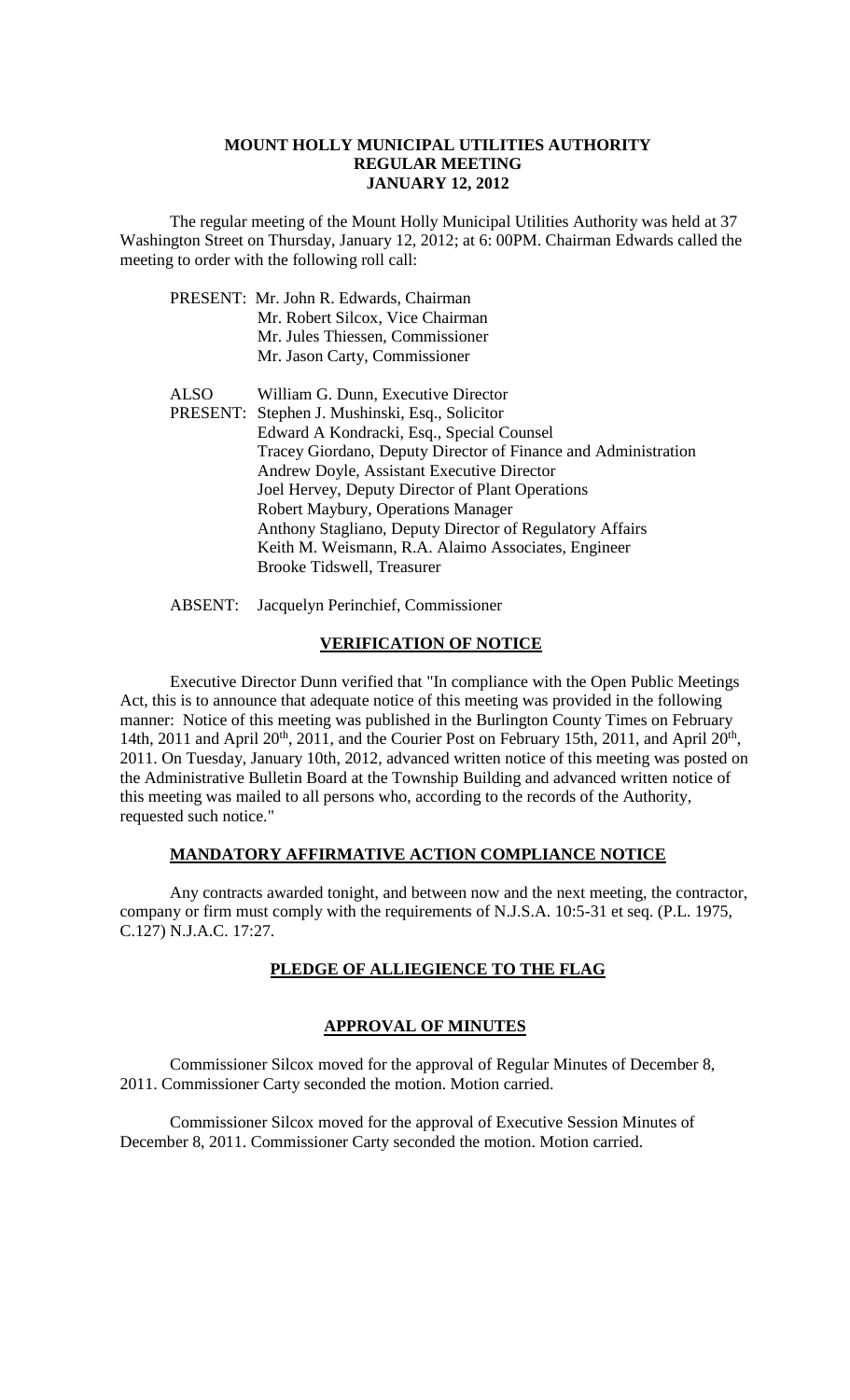# MOUNT HOLLY MUNICIPAL UTILITIES AUTHORITY
## REGULAR MEETING
## JANUARY 12, 2012

The regular meeting of the Mount Holly Municipal Utilities Authority was held at 37 Washington Street on Thursday, January 12, 2012; at 6: 00PM. Chairman Edwards called the meeting to order with the following roll call:

PRESENT: Mr. John R. Edwards, Chairman
Mr. Robert Silcox, Vice Chairman
Mr. Jules Thiessen, Commissioner
Mr. Jason Carty, Commissioner

ALSO PRESENT: William G. Dunn, Executive Director
Stephen J. Mushinski, Esq., Solicitor
Edward A Kondracki, Esq., Special Counsel
Tracey Giordano, Deputy Director of Finance and Administration
Andrew Doyle, Assistant Executive Director
Joel Hervey, Deputy Director of Plant Operations
Robert Maybury, Operations Manager
Anthony Stagliano, Deputy Director of Regulatory Affairs
Keith M. Weismann, R.A. Alaimo Associates, Engineer
Brooke Tidswell, Treasurer

ABSENT: Jacquelyn Perinchief, Commissioner

## VERIFICATION OF NOTICE

Executive Director Dunn verified that "In compliance with the Open Public Meetings Act, this is to announce that adequate notice of this meeting was provided in the following manner: Notice of this meeting was published in the Burlington County Times on February 14th, 2011 and April 20th, 2011, and the Courier Post on February 15th, 2011, and April 20th, 2011. On Tuesday, January 10th, 2012, advanced written notice of this meeting was posted on the Administrative Bulletin Board at the Township Building and advanced written notice of this meeting was mailed to all persons who, according to the records of the Authority, requested such notice."

## MANDATORY AFFIRMATIVE ACTION COMPLIANCE NOTICE

Any contracts awarded tonight, and between now and the next meeting, the contractor, company or firm must comply with the requirements of N.J.S.A. 10:5-31 et seq. (P.L. 1975, C.127) N.J.A.C. 17:27.

## PLEDGE OF ALLIEGIENCE TO THE FLAG

## APPROVAL OF MINUTES

Commissioner Silcox moved for the approval of Regular Minutes of December 8, 2011. Commissioner Carty seconded the motion. Motion carried.

Commissioner Silcox moved for the approval of Executive Session Minutes of December 8, 2011. Commissioner Carty seconded the motion. Motion carried.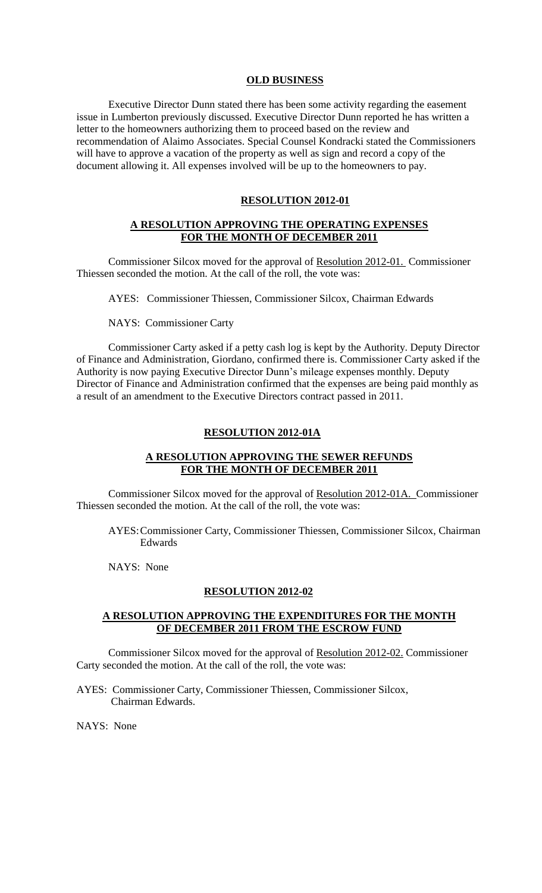## OLD BUSINESS

Executive Director Dunn stated there has been some activity regarding the easement issue in Lumberton previously discussed. Executive Director Dunn reported he has written a letter to the homeowners authorizing them to proceed based on the review and recommendation of Alaimo Associates. Special Counsel Kondracki stated the Commissioners will have to approve a vacation of the property as well as sign and record a copy of the document allowing it. All expenses involved will be up to the homeowners to pay.

## RESOLUTION 2012-01

### A RESOLUTION APPROVING THE OPERATING EXPENSES FOR THE MONTH OF DECEMBER 2011

Commissioner Silcox moved for the approval of Resolution 2012-01. Commissioner Thiessen seconded the motion. At the call of the roll, the vote was:

AYES: Commissioner Thiessen, Commissioner Silcox, Chairman Edwards

NAYS: Commissioner Carty

Commissioner Carty asked if a petty cash log is kept by the Authority. Deputy Director of Finance and Administration, Giordano, confirmed there is. Commissioner Carty asked if the Authority is now paying Executive Director Dunn's mileage expenses monthly. Deputy Director of Finance and Administration confirmed that the expenses are being paid monthly as a result of an amendment to the Executive Directors contract passed in 2011.

## RESOLUTION 2012-01A

### A RESOLUTION APPROVING THE SEWER REFUNDS FOR THE MONTH OF DECEMBER 2011

Commissioner Silcox moved for the approval of Resolution 2012-01A. Commissioner Thiessen seconded the motion. At the call of the roll, the vote was:

AYES: Commissioner Carty, Commissioner Thiessen, Commissioner Silcox, Chairman Edwards

NAYS: None

## RESOLUTION 2012-02

### A RESOLUTION APPROVING THE EXPENDITURES FOR THE MONTH OF DECEMBER 2011 FROM THE ESCROW FUND

Commissioner Silcox moved for the approval of Resolution 2012-02. Commissioner Carty seconded the motion. At the call of the roll, the vote was:

AYES: Commissioner Carty, Commissioner Thiessen, Commissioner Silcox, Chairman Edwards.

NAYS: None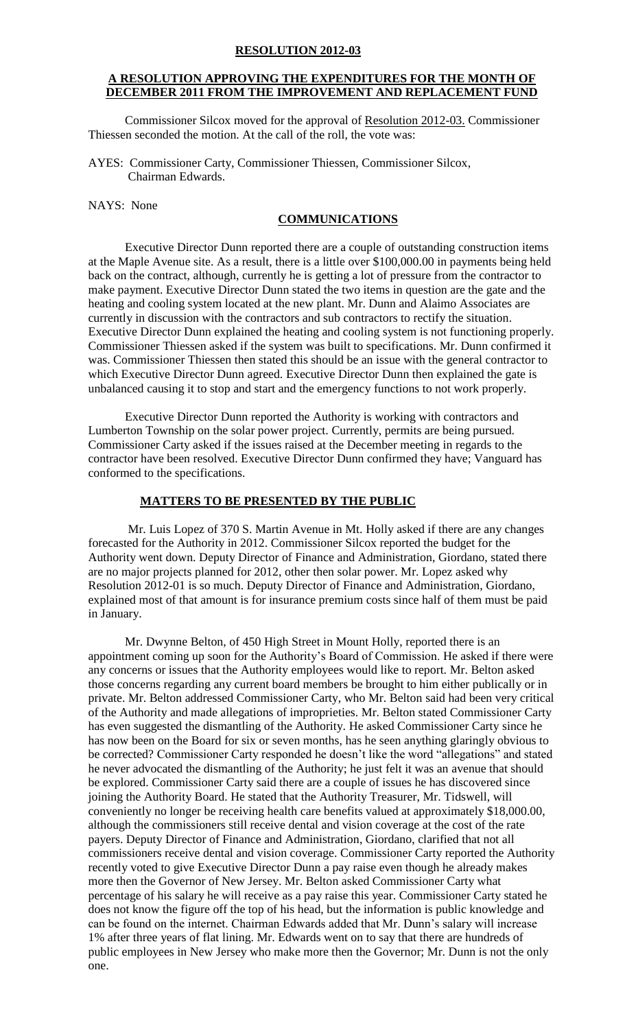**RESOLUTION 2012-03**

**A RESOLUTION APPROVING THE EXPENDITURES FOR THE MONTH OF DECEMBER 2011 FROM THE IMPROVEMENT AND REPLACEMENT FUND**

Commissioner Silcox moved for the approval of Resolution 2012-03. Commissioner Thiessen seconded the motion. At the call of the roll, the vote was:

AYES: Commissioner Carty, Commissioner Thiessen, Commissioner Silcox, Chairman Edwards.

NAYS: None

**COMMUNICATIONS**

Executive Director Dunn reported there are a couple of outstanding construction items at the Maple Avenue site. As a result, there is a little over $100,000.00 in payments being held back on the contract, although, currently he is getting a lot of pressure from the contractor to make payment. Executive Director Dunn stated the two items in question are the gate and the heating and cooling system located at the new plant. Mr. Dunn and Alaimo Associates are currently in discussion with the contractors and sub contractors to rectify the situation. Executive Director Dunn explained the heating and cooling system is not functioning properly. Commissioner Thiessen asked if the system was built to specifications. Mr. Dunn confirmed it was. Commissioner Thiessen then stated this should be an issue with the general contractor to which Executive Director Dunn agreed. Executive Director Dunn then explained the gate is unbalanced causing it to stop and start and the emergency functions to not work properly.

Executive Director Dunn reported the Authority is working with contractors and Lumberton Township on the solar power project. Currently, permits are being pursued. Commissioner Carty asked if the issues raised at the December meeting in regards to the contractor have been resolved. Executive Director Dunn confirmed they have; Vanguard has conformed to the specifications.

**MATTERS TO BE PRESENTED BY THE PUBLIC**

Mr. Luis Lopez of 370 S. Martin Avenue in Mt. Holly asked if there are any changes forecasted for the Authority in 2012. Commissioner Silcox reported the budget for the Authority went down. Deputy Director of Finance and Administration, Giordano, stated there are no major projects planned for 2012, other then solar power. Mr. Lopez asked why Resolution 2012-01 is so much. Deputy Director of Finance and Administration, Giordano, explained most of that amount is for insurance premium costs since half of them must be paid in January.

Mr. Dwynne Belton, of 450 High Street in Mount Holly, reported there is an appointment coming up soon for the Authority's Board of Commission. He asked if there were any concerns or issues that the Authority employees would like to report. Mr. Belton asked those concerns regarding any current board members be brought to him either publically or in private. Mr. Belton addressed Commissioner Carty, who Mr. Belton said had been very critical of the Authority and made allegations of improprieties. Mr. Belton stated Commissioner Carty has even suggested the dismantling of the Authority. He asked Commissioner Carty since he has now been on the Board for six or seven months, has he seen anything glaringly obvious to be corrected? Commissioner Carty responded he doesn't like the word "allegations" and stated he never advocated the dismantling of the Authority; he just felt it was an avenue that should be explored. Commissioner Carty said there are a couple of issues he has discovered since joining the Authority Board. He stated that the Authority Treasurer, Mr. Tidswell, will conveniently no longer be receiving health care benefits valued at approximately $18,000.00, although the commissioners still receive dental and vision coverage at the cost of the rate payers. Deputy Director of Finance and Administration, Giordano, clarified that not all commissioners receive dental and vision coverage. Commissioner Carty reported the Authority recently voted to give Executive Director Dunn a pay raise even though he already makes more then the Governor of New Jersey. Mr. Belton asked Commissioner Carty what percentage of his salary he will receive as a pay raise this year. Commissioner Carty stated he does not know the figure off the top of his head, but the information is public knowledge and can be found on the internet. Chairman Edwards added that Mr. Dunn's salary will increase 1% after three years of flat lining. Mr. Edwards went on to say that there are hundreds of public employees in New Jersey who make more then the Governor; Mr. Dunn is not the only one.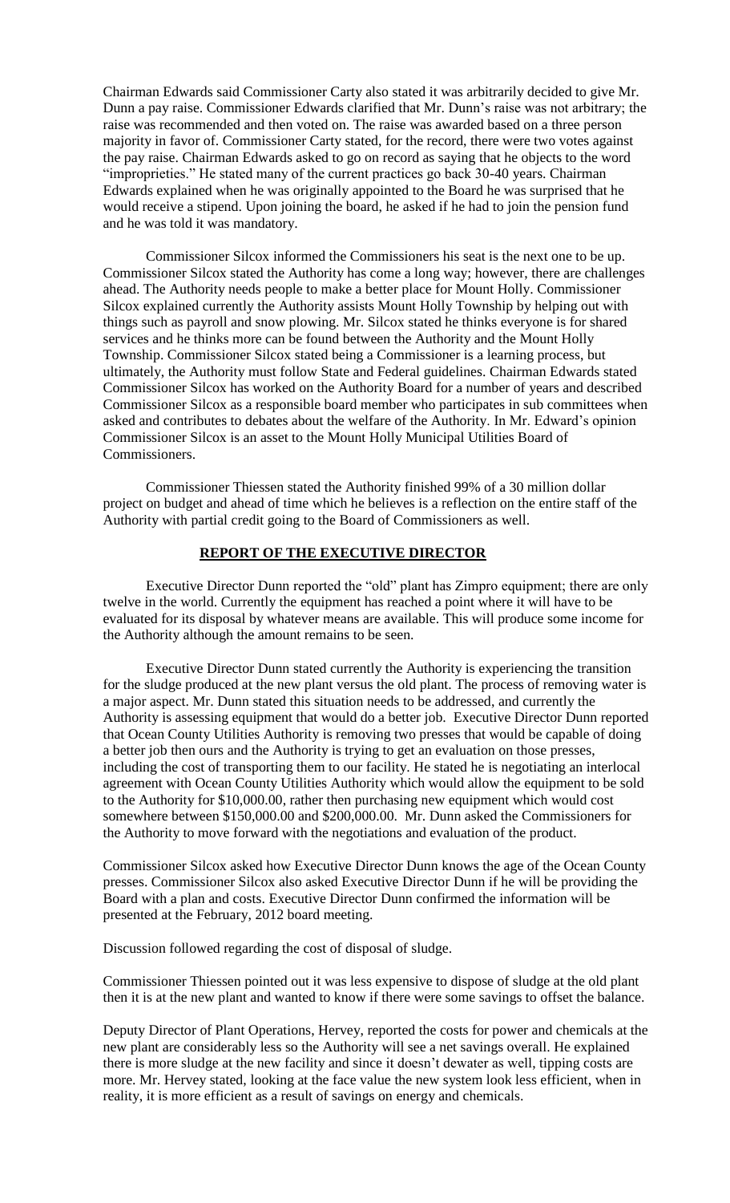Chairman Edwards said Commissioner Carty also stated it was arbitrarily decided to give Mr. Dunn a pay raise. Commissioner Edwards clarified that Mr. Dunn's raise was not arbitrary; the raise was recommended and then voted on. The raise was awarded based on a three person majority in favor of. Commissioner Carty stated, for the record, there were two votes against the pay raise. Chairman Edwards asked to go on record as saying that he objects to the word "improprieties." He stated many of the current practices go back 30-40 years. Chairman Edwards explained when he was originally appointed to the Board he was surprised that he would receive a stipend. Upon joining the board, he asked if he had to join the pension fund and he was told it was mandatory.

Commissioner Silcox informed the Commissioners his seat is the next one to be up. Commissioner Silcox stated the Authority has come a long way; however, there are challenges ahead. The Authority needs people to make a better place for Mount Holly. Commissioner Silcox explained currently the Authority assists Mount Holly Township by helping out with things such as payroll and snow plowing. Mr. Silcox stated he thinks everyone is for shared services and he thinks more can be found between the Authority and the Mount Holly Township. Commissioner Silcox stated being a Commissioner is a learning process, but ultimately, the Authority must follow State and Federal guidelines. Chairman Edwards stated Commissioner Silcox has worked on the Authority Board for a number of years and described Commissioner Silcox as a responsible board member who participates in sub committees when asked and contributes to debates about the welfare of the Authority. In Mr. Edward's opinion Commissioner Silcox is an asset to the Mount Holly Municipal Utilities Board of Commissioners.

Commissioner Thiessen stated the Authority finished 99% of a 30 million dollar project on budget and ahead of time which he believes is a reflection on the entire staff of the Authority with partial credit going to the Board of Commissioners as well.

## **REPORT OF THE EXECUTIVE DIRECTOR**

Executive Director Dunn reported the "old" plant has Zimpro equipment; there are only twelve in the world. Currently the equipment has reached a point where it will have to be evaluated for its disposal by whatever means are available. This will produce some income for the Authority although the amount remains to be seen.

Executive Director Dunn stated currently the Authority is experiencing the transition for the sludge produced at the new plant versus the old plant. The process of removing water is a major aspect. Mr. Dunn stated this situation needs to be addressed, and currently the Authority is assessing equipment that would do a better job. Executive Director Dunn reported that Ocean County Utilities Authority is removing two presses that would be capable of doing a better job then ours and the Authority is trying to get an evaluation on those presses, including the cost of transporting them to our facility. He stated he is negotiating an interlocal agreement with Ocean County Utilities Authority which would allow the equipment to be sold to the Authority for $10,000.00, rather then purchasing new equipment which would cost somewhere between $150,000.00 and $200,000.00. Mr. Dunn asked the Commissioners for the Authority to move forward with the negotiations and evaluation of the product.

Commissioner Silcox asked how Executive Director Dunn knows the age of the Ocean County presses. Commissioner Silcox also asked Executive Director Dunn if he will be providing the Board with a plan and costs. Executive Director Dunn confirmed the information will be presented at the February, 2012 board meeting.

Discussion followed regarding the cost of disposal of sludge.

Commissioner Thiessen pointed out it was less expensive to dispose of sludge at the old plant then it is at the new plant and wanted to know if there were some savings to offset the balance.

Deputy Director of Plant Operations, Hervey, reported the costs for power and chemicals at the new plant are considerably less so the Authority will see a net savings overall. He explained there is more sludge at the new facility and since it doesn't dewater as well, tipping costs are more. Mr. Hervey stated, looking at the face value the new system look less efficient, when in reality, it is more efficient as a result of savings on energy and chemicals.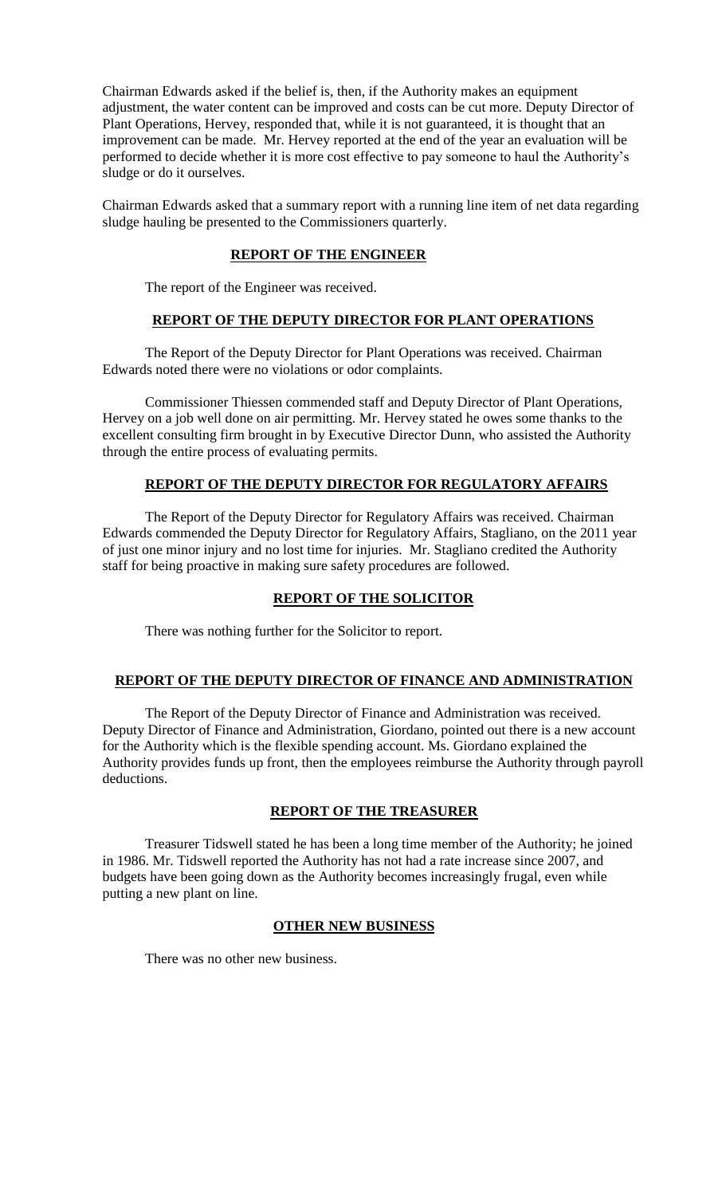Chairman Edwards asked if the belief is, then, if the Authority makes an equipment adjustment, the water content can be improved and costs can be cut more. Deputy Director of Plant Operations, Hervey, responded that, while it is not guaranteed, it is thought that an improvement can be made. Mr. Hervey reported at the end of the year an evaluation will be performed to decide whether it is more cost effective to pay someone to haul the Authority's sludge or do it ourselves.

Chairman Edwards asked that a summary report with a running line item of net data regarding sludge hauling be presented to the Commissioners quarterly.

## **REPORT OF THE ENGINEER**

The report of the Engineer was received.

## **REPORT OF THE DEPUTY DIRECTOR FOR PLANT OPERATIONS**

The Report of the Deputy Director for Plant Operations was received. Chairman Edwards noted there were no violations or odor complaints.

Commissioner Thiessen commended staff and Deputy Director of Plant Operations, Hervey on a job well done on air permitting. Mr. Hervey stated he owes some thanks to the excellent consulting firm brought in by Executive Director Dunn, who assisted the Authority through the entire process of evaluating permits.

## **REPORT OF THE DEPUTY DIRECTOR FOR REGULATORY AFFAIRS**

The Report of the Deputy Director for Regulatory Affairs was received. Chairman Edwards commended the Deputy Director for Regulatory Affairs, Stagliano, on the 2011 year of just one minor injury and no lost time for injuries. Mr. Stagliano credited the Authority staff for being proactive in making sure safety procedures are followed.

## **REPORT OF THE SOLICITOR**

There was nothing further for the Solicitor to report.

## **REPORT OF THE DEPUTY DIRECTOR OF FINANCE AND ADMINISTRATION**

The Report of the Deputy Director of Finance and Administration was received. Deputy Director of Finance and Administration, Giordano, pointed out there is a new account for the Authority which is the flexible spending account. Ms. Giordano explained the Authority provides funds up front, then the employees reimburse the Authority through payroll deductions.

## **REPORT OF THE TREASURER**

Treasurer Tidswell stated he has been a long time member of the Authority; he joined in 1986. Mr. Tidswell reported the Authority has not had a rate increase since 2007, and budgets have been going down as the Authority becomes increasingly frugal, even while putting a new plant on line.

## **OTHER NEW BUSINESS**

There was no other new business.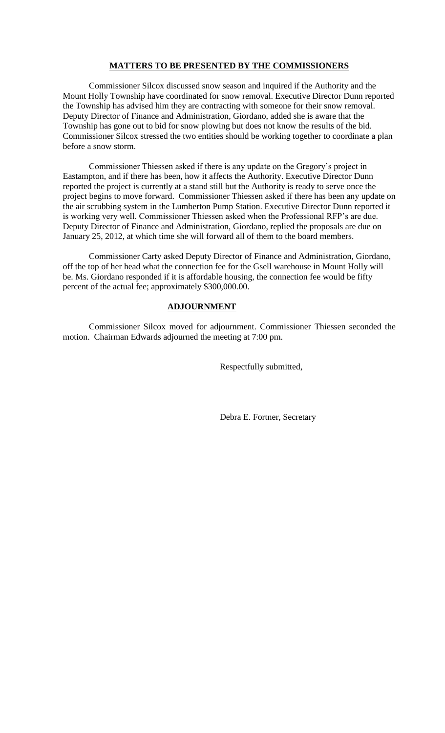## **MATTERS TO BE PRESENTED BY THE COMMISSIONERS**

Commissioner Silcox discussed snow season and inquired if the Authority and the Mount Holly Township have coordinated for snow removal. Executive Director Dunn reported the Township has advised him they are contracting with someone for their snow removal. Deputy Director of Finance and Administration, Giordano, added she is aware that the Township has gone out to bid for snow plowing but does not know the results of the bid. Commissioner Silcox stressed the two entities should be working together to coordinate a plan before a snow storm.

Commissioner Thiessen asked if there is any update on the Gregory's project in Eastampton, and if there has been, how it affects the Authority. Executive Director Dunn reported the project is currently at a stand still but the Authority is ready to serve once the project begins to move forward. Commissioner Thiessen asked if there has been any update on the air scrubbing system in the Lumberton Pump Station. Executive Director Dunn reported it is working very well. Commissioner Thiessen asked when the Professional RFP's are due. Deputy Director of Finance and Administration, Giordano, replied the proposals are due on January 25, 2012, at which time she will forward all of them to the board members.

Commissioner Carty asked Deputy Director of Finance and Administration, Giordano, off the top of her head what the connection fee for the Gsell warehouse in Mount Holly will be. Ms. Giordano responded if it is affordable housing, the connection fee would be fifty percent of the actual fee; approximately $300,000.00.

## **ADJOURNMENT**

Commissioner Silcox moved for adjournment. Commissioner Thiessen seconded the motion. Chairman Edwards adjourned the meeting at 7:00 pm.

Respectfully submitted,

Debra E. Fortner, Secretary